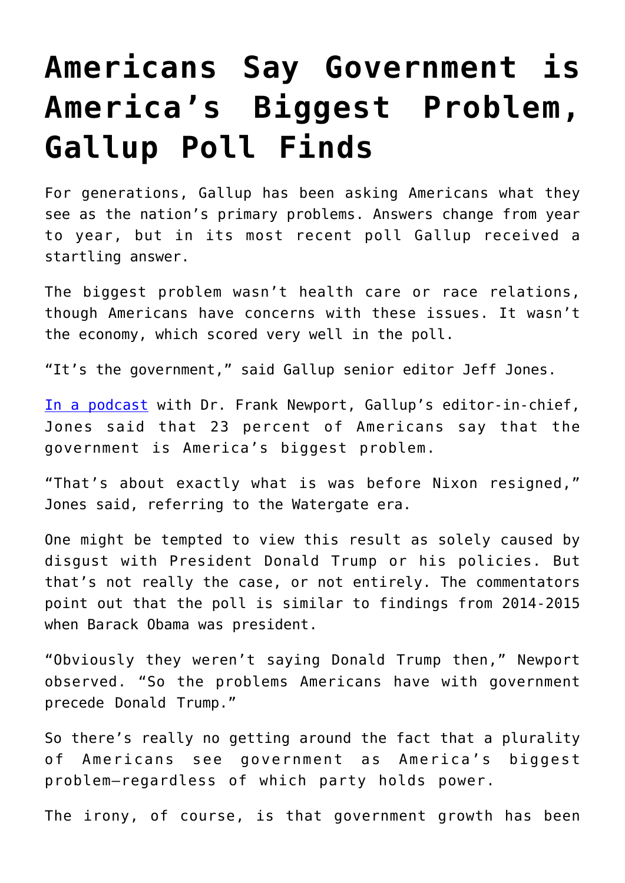# Americans Say Government is America's Biggest Problem, Gallup Poll Finds

For generations, Gallup has been asking Americans what they see as the nation's primary problems. Answers change from year to year, but in its most recent poll Gallup received a startling answer.

The biggest problem wasn't health care or race relations, though Americans have concerns with these issues. It wasn't the economy, which scored very well in the poll.

"It's the government," said Gallup senior editor Jeff Jones.

[In a podcast](#) with Dr. Frank Newport, Gallup's editor-in-chief, Jones said that 23 percent of Americans say that the government is America's biggest problem.

"That's about exactly what is was before Nixon resigned," Jones said, referring to the Watergate era.

One might be tempted to view this result as solely caused by disgust with President Donald Trump or his policies. But that's not really the case, or not entirely. The commentators point out that the poll is similar to findings from 2014-2015 when Barack Obama was president.

"Obviously they weren't saying Donald Trump then," Newport observed. "So the problems Americans have with government precede Donald Trump."

So there's really no getting around the fact that a plurality of Americans see government as America's biggest problem—regardless of which party holds power.

The irony, of course, is that government growth has been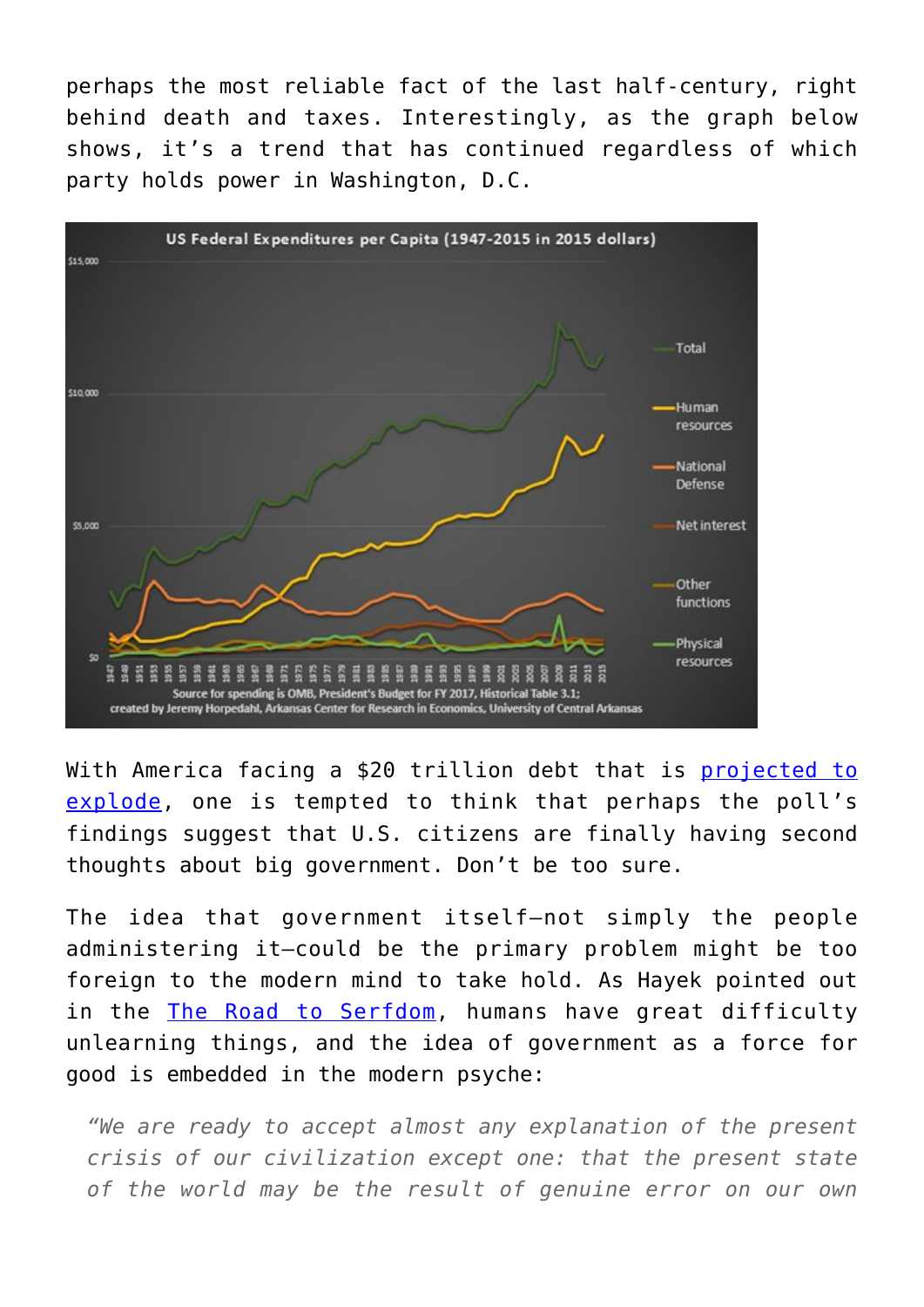perhaps the most reliable fact of the last half-century, right behind death and taxes. Interestingly, as the graph below shows, it's a trend that has continued regardless of which party holds power in Washington, D.C.

With America facing a $20 trillion debt that is [projected to explode](), one is tempted to think that perhaps the poll's findings suggest that U.S. citizens are finally having second thoughts about big government. Don't be too sure.

The idea that government itself—not simply the people administering it—could be the primary problem might be too foreign to the modern mind to take hold. As Hayek pointed out in the [The Road to Serfdom](), humans have great difficulty unlearning things, and the idea of government as a force for good is embedded in the modern psyche:

> *"We are ready to accept almost any explanation of the present crisis of our civilization except one: that the present state of the world may be the result of genuine error on our own*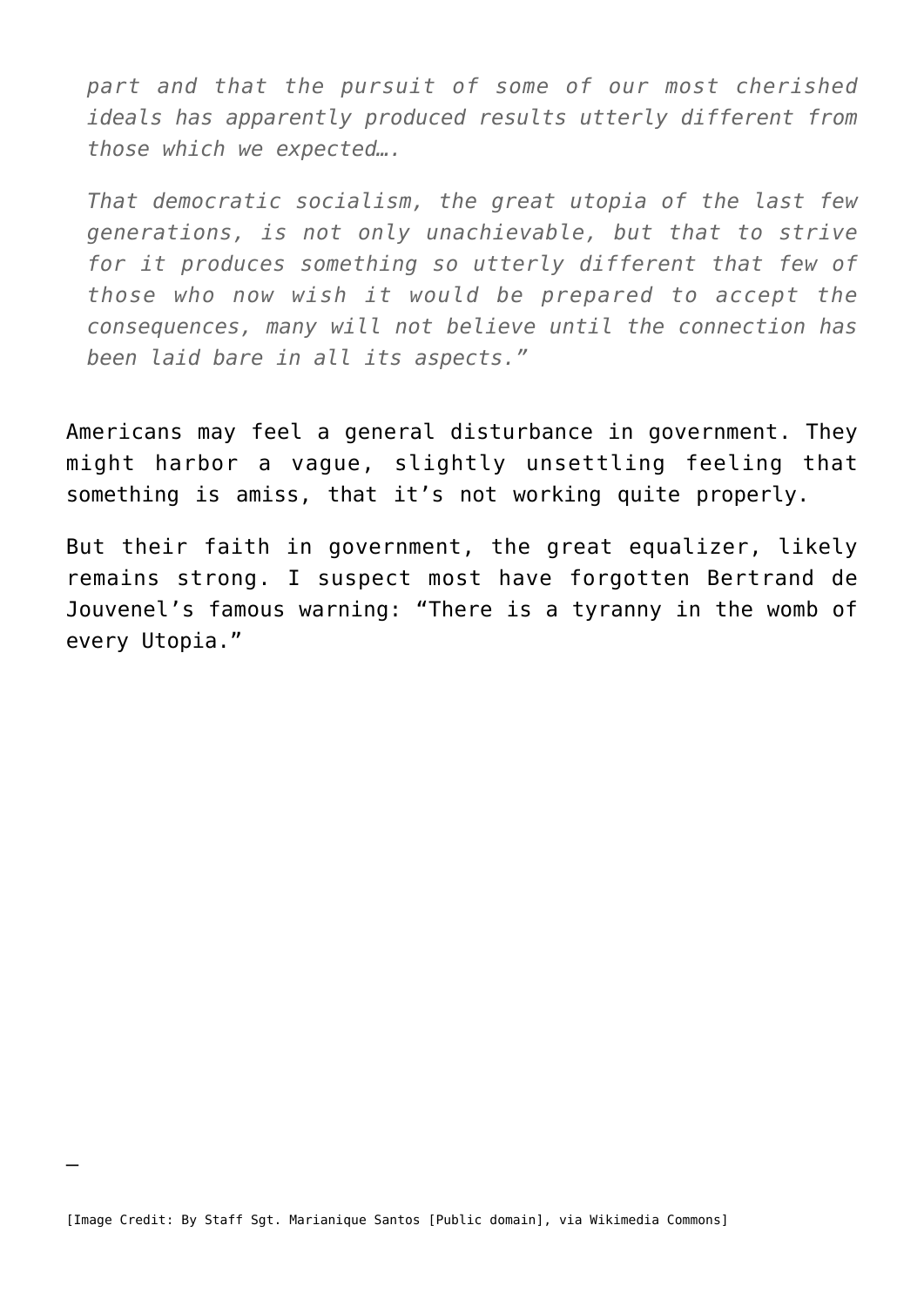> *part and that the pursuit of some of our most cherished ideals has apparently produced results utterly different from those which we expected….*
>
> *That democratic socialism, the great utopia of the last few generations, is not only unachievable, but that to strive for it produces something so utterly different that few of those who now wish it would be prepared to accept the consequences, many will not believe until the connection has been laid bare in all its aspects.”*

Americans may feel a general disturbance in government. They might harbor a vague, slightly unsettling feeling that something is amiss, that it’s not working quite properly.

But their faith in government, the great equalizer, likely remains strong. I suspect most have forgotten Bertrand de Jouvenel’s famous warning: “There is a tyranny in the womb of every Utopia.”

—

[Image Credit: By Staff Sgt. Marianique Santos [Public domain], via Wikimedia Commons]